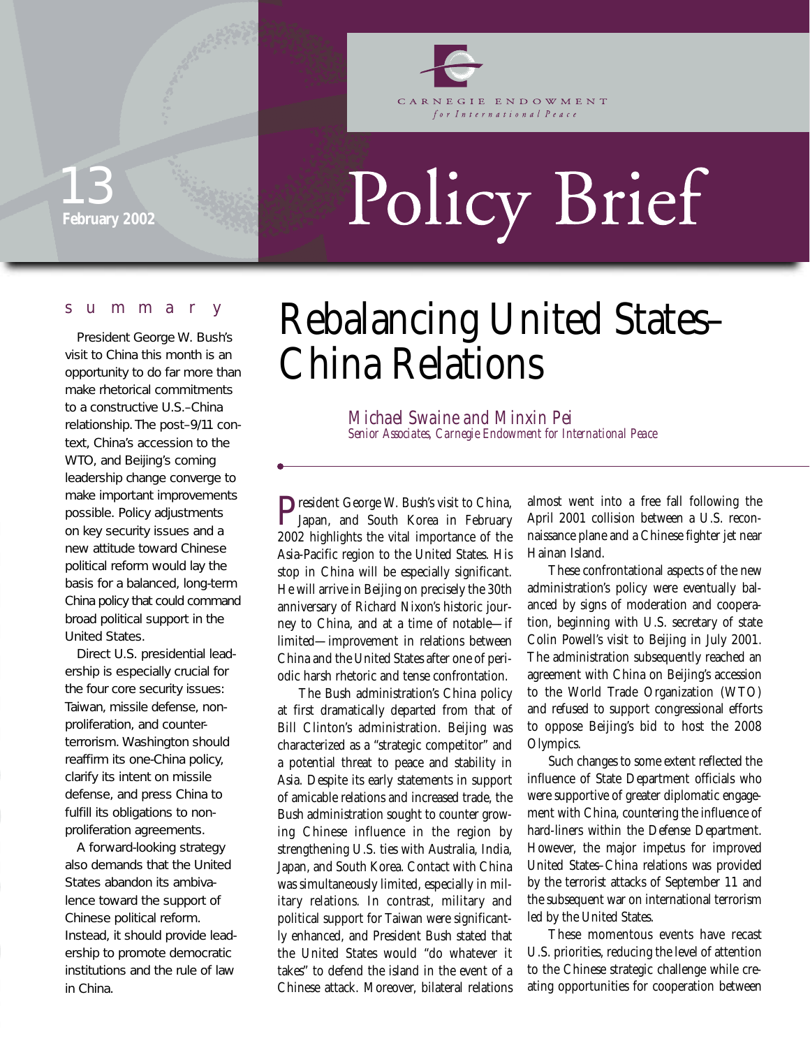CARNEGIE ENDOWMENT *for International Peace*

13
**February 2002**

# Policy Brief

## summary

President George W. Bush's visit to China this month is an opportunity to do far more than make rhetorical commitments to a constructive U.S.–China relationship. The post–9/11 context, China's accession to the WTO, and Beijing's coming leadership change converge to make important improvements possible. Policy adjustments on key security issues and a new attitude toward Chinese political reform would lay the basis for a balanced, long-term China policy that could command broad political support in the United States.

Direct U.S. presidential leadership is especially crucial for the four core security issues: Taiwan, missile defense, nonproliferation, and counterterrorism. Washington should reaffirm its one-China policy, clarify its intent on missile defense, and press China to fulfill its obligations to nonproliferation agreements.

A forward-looking strategy also demands that the United States abandon its ambivalence toward the support of Chinese political reform. Instead, it should provide leadership to promote democratic institutions and the rule of law in China.

# Rebalancing United States–China Relations

*Michael Swaine and Minxin Pei*
*Senior Associates, Carnegie Endowment for International Peace*

President George W. Bush's visit to China, Japan, and South Korea in February 2002 highlights the vital importance of the Asia-Pacific region to the United States. His stop in China will be especially significant. He will arrive in Beijing on precisely the 30th anniversary of Richard Nixon's historic journey to China, and at a time of notable—if limited—improvement in relations between China and the United States after one of periodic harsh rhetoric and tense confrontation.

The Bush administration's China policy at first dramatically departed from that of Bill Clinton's administration. Beijing was characterized as a "strategic competitor" and a potential threat to peace and stability in Asia. Despite its early statements in support of amicable relations and increased trade, the Bush administration sought to counter growing Chinese influence in the region by strengthening U.S. ties with Australia, India, Japan, and South Korea. Contact with China was simultaneously limited, especially in military relations. In contrast, military and political support for Taiwan were significantly enhanced, and President Bush stated that the United States would "do whatever it takes" to defend the island in the event of a Chinese attack. Moreover, bilateral relations almost went into a free fall following the April 2001 collision between a U.S. reconnaissance plane and a Chinese fighter jet near Hainan Island.

These confrontational aspects of the new administration's policy were eventually balanced by signs of moderation and cooperation, beginning with U.S. secretary of state Colin Powell's visit to Beijing in July 2001. The administration subsequently reached an agreement with China on Beijing's accession to the World Trade Organization (WTO) and refused to support congressional efforts to oppose Beijing's bid to host the 2008 Olympics.

Such changes to some extent reflected the influence of State Department officials who were supportive of greater diplomatic engagement with China, countering the influence of hard-liners within the Defense Department. However, the major impetus for improved United States–China relations was provided by the terrorist attacks of September 11 and the subsequent war on international terrorism led by the United States.

These momentous events have recast U.S. priorities, reducing the level of attention to the Chinese strategic challenge while creating opportunities for cooperation between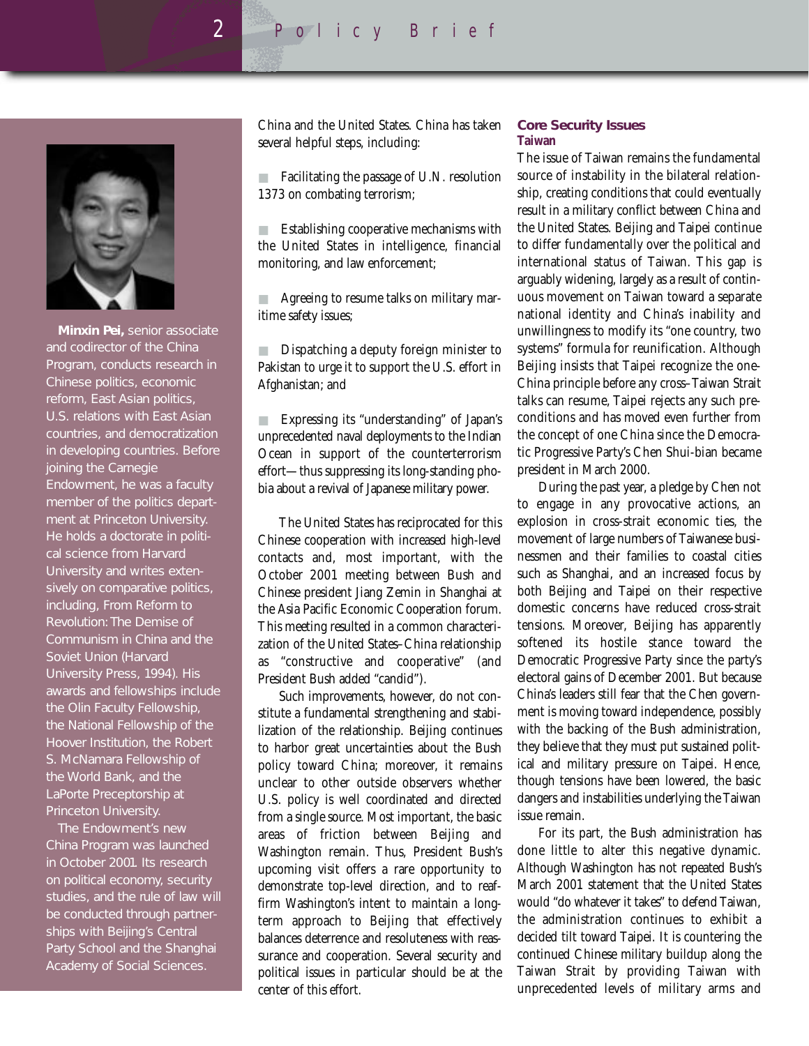**Minxin Pei,** senior associate and codirector of the China Program, conducts research in Chinese politics, economic reform, East Asian politics, U.S. relations with East Asian countries, and democratization in developing countries. Before joining the Carnegie Endowment, he was a faculty member of the politics department at Princeton University. He holds a doctorate in political science from Harvard University and writes extensively on comparative politics, including, From Reform to Revolution: The Demise of Communism in China and the Soviet Union (Harvard University Press, 1994). His awards and fellowships include the Olin Faculty Fellowship, the National Fellowship of the Hoover Institution, the Robert S. McNamara Fellowship of the World Bank, and the LaPorte Preceptorship at Princeton University.

The Endowment's new China Program was launched in October 2001. Its research on political economy, security studies, and the rule of law will be conducted through partnerships with Beijing's Central Party School and the Shanghai Academy of Social Sciences.

China and the United States. China has taken several helpful steps, including:

- Facilitating the passage of U.N. resolution 1373 on combating terrorism;
- Establishing cooperative mechanisms with the United States in intelligence, financial monitoring, and law enforcement;
- Agreeing to resume talks on military maritime safety issues;
- Dispatching a deputy foreign minister to Pakistan to urge it to support the U.S. effort in Afghanistan; and
- Expressing its "understanding" of Japan's unprecedented naval deployments to the Indian Ocean in support of the counterterrorism effort—thus suppressing its long-standing phobia about a revival of Japanese military power.

The United States has reciprocated for this Chinese cooperation with increased high-level contacts and, most important, with the October 2001 meeting between Bush and Chinese president Jiang Zemin in Shanghai at the Asia Pacific Economic Cooperation forum. This meeting resulted in a common characterization of the United States–China relationship as "constructive and cooperative" (and President Bush added "candid").

Such improvements, however, do not constitute a fundamental strengthening and stabilization of the relationship. Beijing continues to harbor great uncertainties about the Bush policy toward China; moreover, it remains unclear to other outside observers whether U.S. policy is well coordinated and directed from a single source. Most important, the basic areas of friction between Beijing and Washington remain. Thus, President Bush's upcoming visit offers a rare opportunity to demonstrate top-level direction, and to reaffirm Washington's intent to maintain a long-term approach to Beijing that effectively balances deterrence and resoluteness with reassurance and cooperation. Several security and political issues in particular should be at the center of this effort.

## Core Security Issues

### Taiwan

The issue of Taiwan remains the fundamental source of instability in the bilateral relationship, creating conditions that could eventually result in a military conflict between China and the United States. Beijing and Taipei continue to differ fundamentally over the political and international status of Taiwan. This gap is arguably widening, largely as a result of continuous movement on Taiwan toward a separate national identity and China's inability and unwillingness to modify its "one country, two systems" formula for reunification. Although Beijing insists that Taipei recognize the one-China principle before any cross–Taiwan Strait talks can resume, Taipei rejects any such preconditions and has moved even further from the concept of one China since the Democratic Progressive Party's Chen Shui-bian became president in March 2000.

During the past year, a pledge by Chen not to engage in any provocative actions, an explosion in cross-strait economic ties, the movement of large numbers of Taiwanese businessmen and their families to coastal cities such as Shanghai, and an increased focus by both Beijing and Taipei on their respective domestic concerns have reduced cross-strait tensions. Moreover, Beijing has apparently softened its hostile stance toward the Democratic Progressive Party since the party's electoral gains of December 2001. But because China's leaders still fear that the Chen government is moving toward independence, possibly with the backing of the Bush administration, they believe that they must put sustained political and military pressure on Taipei. Hence, though tensions have been lowered, the basic dangers and instabilities underlying the Taiwan issue remain.

For its part, the Bush administration has done little to alter this negative dynamic. Although Washington has not repeated Bush's March 2001 statement that the United States would "do whatever it takes" to defend Taiwan, the administration continues to exhibit a decided tilt toward Taipei. It is countering the continued Chinese military buildup along the Taiwan Strait by providing Taiwan with unprecedented levels of military arms and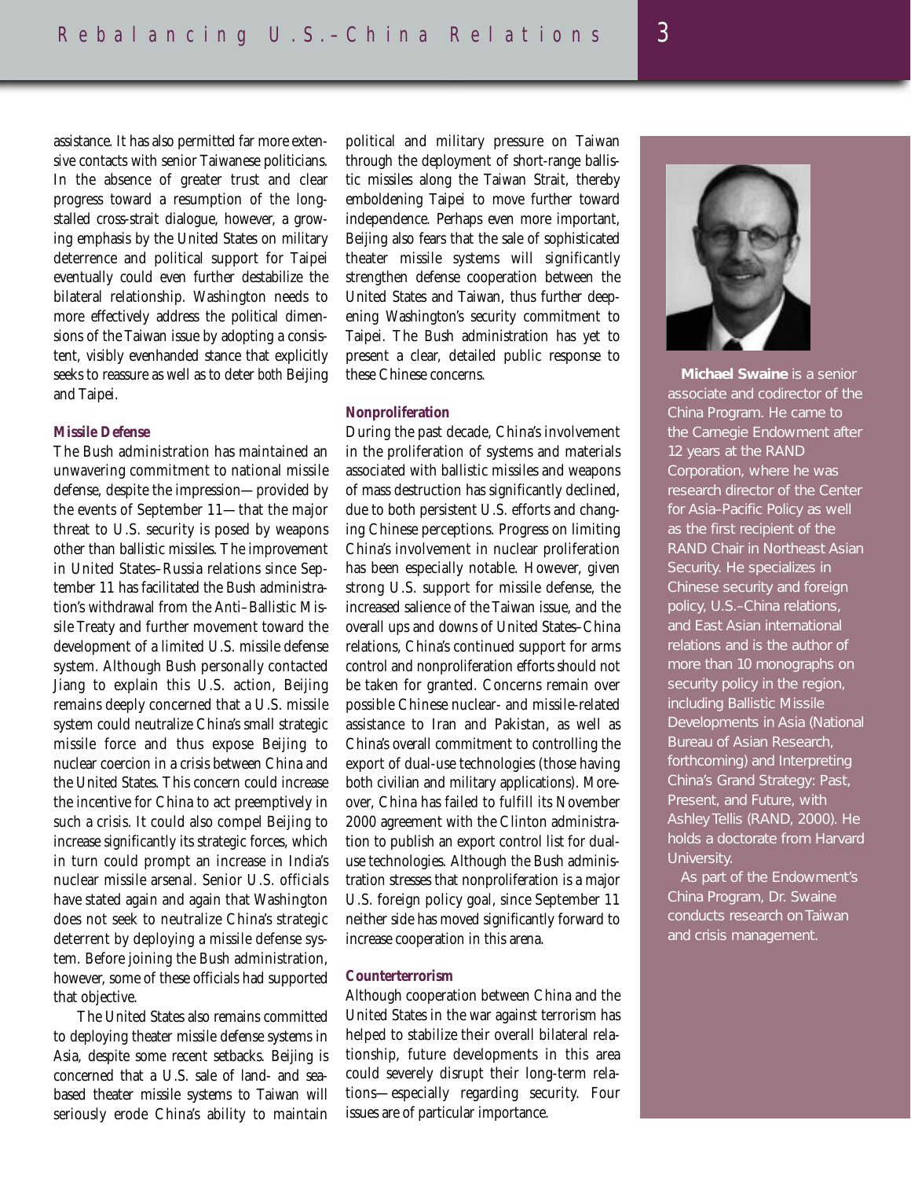assistance. It has also permitted far more extensive contacts with senior Taiwanese politicians. In the absence of greater trust and clear progress toward a resumption of the long-stalled cross-strait dialogue, however, a growing emphasis by the United States on military deterrence and political support for Taipei eventually could even further destabilize the bilateral relationship. Washington needs to more effectively address the political dimensions of the Taiwan issue by adopting a consistent, visibly evenhanded stance that explicitly seeks to reassure as well as to deter *both* Beijing and Taipei.

### Missile Defense

The Bush administration has maintained an unwavering commitment to national missile defense, despite the impression—provided by the events of September 11—that the major threat to U.S. security is posed by weapons other than ballistic missiles. The improvement in United States–Russia relations since September 11 has facilitated the Bush administration's withdrawal from the Anti–Ballistic Missile Treaty and further movement toward the development of a limited U.S. missile defense system. Although Bush personally contacted Jiang to explain this U.S. action, Beijing remains deeply concerned that a U.S. missile system could neutralize China's small strategic missile force and thus expose Beijing to nuclear coercion in a crisis between China and the United States. This concern could increase the incentive for China to act preemptively in such a crisis. It could also compel Beijing to increase significantly its strategic forces, which in turn could prompt an increase in India's nuclear missile arsenal. Senior U.S. officials have stated again and again that Washington does not seek to neutralize China's strategic deterrent by deploying a missile defense system. Before joining the Bush administration, however, some of these officials had supported that objective.

The United States also remains committed to deploying theater missile defense systems in Asia, despite some recent setbacks. Beijing is concerned that a U.S. sale of land- and sea-based theater missile systems to Taiwan will seriously erode China's ability to maintain political and military pressure on Taiwan through the deployment of short-range ballistic missiles along the Taiwan Strait, thereby emboldening Taipei to move further toward independence. Perhaps even more important, Beijing also fears that the sale of sophisticated theater missile systems will significantly strengthen defense cooperation between the United States and Taiwan, thus further deepening Washington's security commitment to Taipei. The Bush administration has yet to present a clear, detailed public response to these Chinese concerns.

### Nonproliferation

During the past decade, China's involvement in the proliferation of systems and materials associated with ballistic missiles and weapons of mass destruction has significantly declined, due to both persistent U.S. efforts and changing Chinese perceptions. Progress on limiting China's involvement in nuclear proliferation has been especially notable. However, given strong U.S. support for missile defense, the increased salience of the Taiwan issue, and the overall ups and downs of United States–China relations, China's continued support for arms control and nonproliferation efforts should not be taken for granted. Concerns remain over possible Chinese nuclear- and missile-related assistance to Iran and Pakistan, as well as China's overall commitment to controlling the export of dual-use technologies (those having both civilian and military applications). Moreover, China has failed to fulfill its November 2000 agreement with the Clinton administration to publish an export control list for dual-use technologies. Although the Bush administration stresses that nonproliferation is a major U.S. foreign policy goal, since September 11 neither side has moved significantly forward to increase cooperation in this arena.

### Counterterrorism

Although cooperation between China and the United States in the war against terrorism has helped to stabilize their overall bilateral relationship, future developments in this area could severely disrupt their long-term relations—especially regarding security. Four issues are of particular importance.

**Michael Swaine** is a senior associate and codirector of the China Program. He came to the Carnegie Endowment after 12 years at the RAND Corporation, where he was research director of the Center for Asia–Pacific Policy as well as the first recipient of the RAND Chair in Northeast Asian Security. He specializes in Chinese security and foreign policy, U.S.–China relations, and East Asian international relations and is the author of more than 10 monographs on security policy in the region, including Ballistic Missile Developments in Asia (National Bureau of Asian Research, forthcoming) and Interpreting China's Grand Strategy: Past, Present, and Future, with Ashley Tellis (RAND, 2000). He holds a doctorate from Harvard University.

As part of the Endowment's China Program, Dr. Swaine conducts research on Taiwan and crisis management.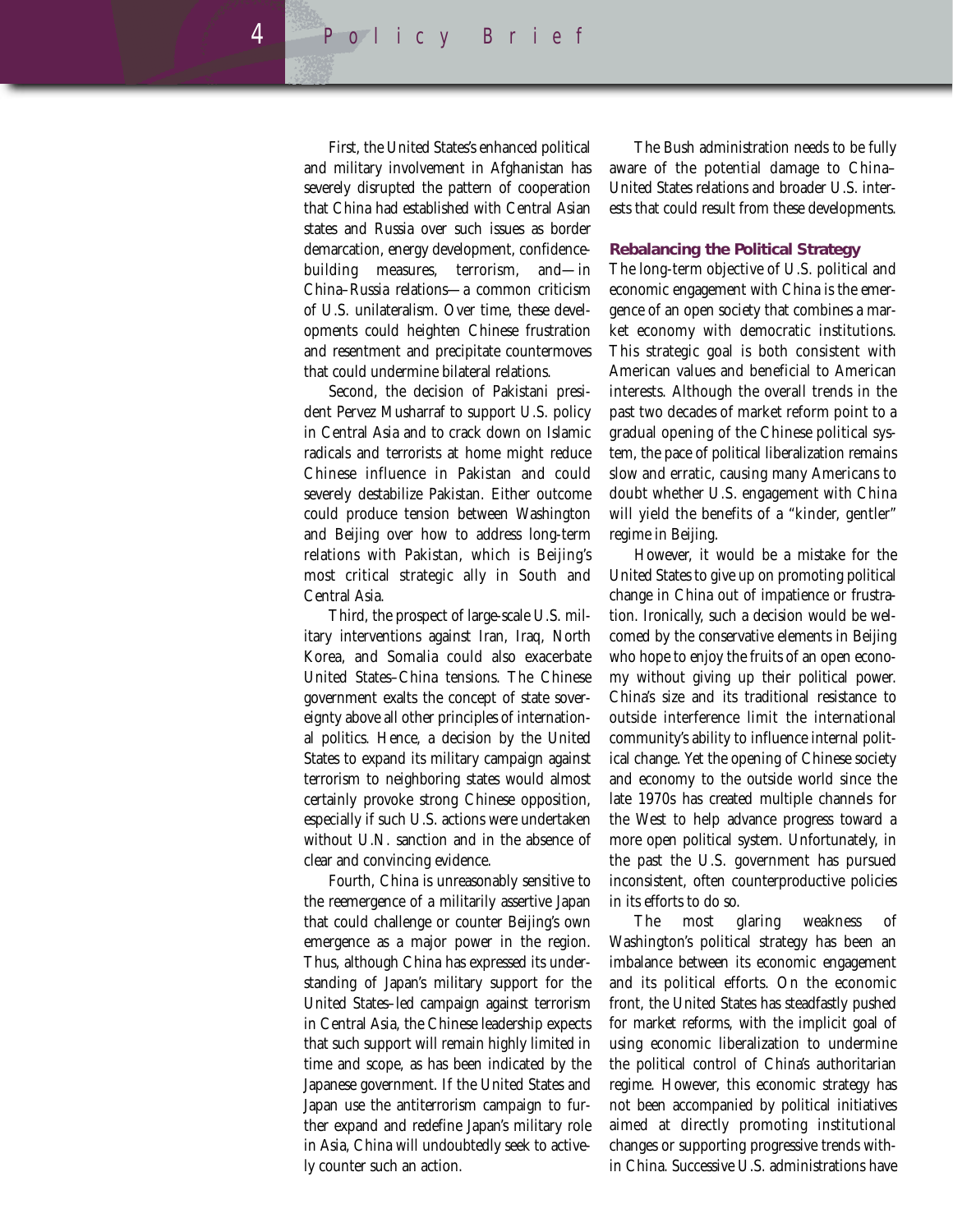First, the United States's enhanced political and military involvement in Afghanistan has severely disrupted the pattern of cooperation that China had established with Central Asian states and Russia over such issues as border demarcation, energy development, confidence-building measures, terrorism, and—in China–Russia relations—a common criticism of U.S. unilateralism. Over time, these developments could heighten Chinese frustration and resentment and precipitate countermoves that could undermine bilateral relations.

Second, the decision of Pakistani president Pervez Musharraf to support U.S. policy in Central Asia and to crack down on Islamic radicals and terrorists at home might reduce Chinese influence in Pakistan and could severely destabilize Pakistan. Either outcome could produce tension between Washington and Beijing over how to address long-term relations with Pakistan, which is Beijing's most critical strategic ally in South and Central Asia.

Third, the prospect of large-scale U.S. military interventions against Iran, Iraq, North Korea, and Somalia could also exacerbate United States–China tensions. The Chinese government exalts the concept of state sovereignty above all other principles of international politics. Hence, a decision by the United States to expand its military campaign against terrorism to neighboring states would almost certainly provoke strong Chinese opposition, especially if such U.S. actions were undertaken without U.N. sanction and in the absence of clear and convincing evidence.

Fourth, China is unreasonably sensitive to the reemergence of a militarily assertive Japan that could challenge or counter Beijing's own emergence as a major power in the region. Thus, although China has expressed its understanding of Japan's military support for the United States–led campaign against terrorism in Central Asia, the Chinese leadership expects that such support will remain highly limited in time and scope, as has been indicated by the Japanese government. If the United States and Japan use the antiterrorism campaign to further expand and redefine Japan's military role in Asia, China will undoubtedly seek to actively counter such an action.

The Bush administration needs to be fully aware of the potential damage to China–United States relations and broader U.S. interests that could result from these developments.

## Rebalancing the Political Strategy

The long-term objective of U.S. political and economic engagement with China is the emergence of an open society that combines a market economy with democratic institutions. This strategic goal is both consistent with American values and beneficial to American interests. Although the overall trends in the past two decades of market reform point to a gradual opening of the Chinese political system, the pace of political liberalization remains slow and erratic, causing many Americans to doubt whether U.S. engagement with China will yield the benefits of a "kinder, gentler" regime in Beijing.

However, it would be a mistake for the United States to give up on promoting political change in China out of impatience or frustration. Ironically, such a decision would be welcomed by the conservative elements in Beijing who hope to enjoy the fruits of an open economy without giving up their political power. China's size and its traditional resistance to outside interference limit the international community's ability to influence internal political change. Yet the opening of Chinese society and economy to the outside world since the late 1970s has created multiple channels for the West to help advance progress toward a more open political system. Unfortunately, in the past the U.S. government has pursued inconsistent, often counterproductive policies in its efforts to do so.

The most glaring weakness of Washington's political strategy has been an imbalance between its economic engagement and its political efforts. On the economic front, the United States has steadfastly pushed for market reforms, with the implicit goal of using economic liberalization to undermine the political control of China's authoritarian regime. However, this economic strategy has not been accompanied by political initiatives aimed at directly promoting institutional changes or supporting progressive trends within China. Successive U.S. administrations have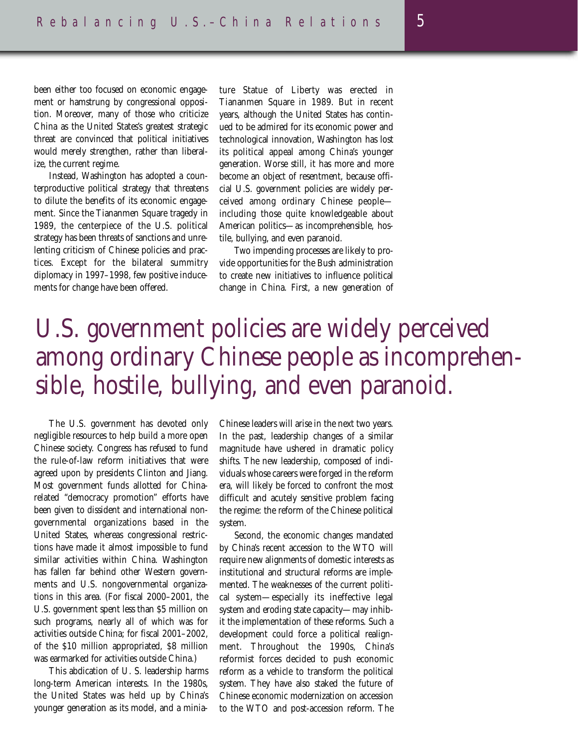been either too focused on economic engagement or hamstrung by congressional opposition. Moreover, many of those who criticize China as the United States's greatest strategic threat are convinced that political initiatives would merely strengthen, rather than liberalize, the current regime.

Instead, Washington has adopted a counterproductive political strategy that threatens to dilute the benefits of its economic engagement. Since the Tiananmen Square tragedy in 1989, the centerpiece of the U.S. political strategy has been threats of sanctions and unrelenting criticism of Chinese policies and practices. Except for the bilateral summitry diplomacy in 1997–1998, few positive inducements for change have been offered.

The U.S. government has devoted only negligible resources to help build a more open Chinese society. Congress has refused to fund the rule-of-law reform initiatives that were agreed upon by presidents Clinton and Jiang. Most government funds allotted for China-related "democracy promotion" efforts have been given to dissident and international nongovernmental organizations based in the United States, whereas congressional restrictions have made it almost impossible to fund similar activities within China. Washington has fallen far behind other Western governments and U.S. nongovernmental organizations in this area. (For fiscal 2000–2001, the U.S. government spent less than $5 million on such programs, nearly all of which was for activities outside China; for fiscal 2001–2002, of the $10 million appropriated, $8 million was earmarked for activities outside China.)

This abdication of U. S. leadership harms long-term American interests. In the 1980s, the United States was held up by China's younger generation as its model, and a miniature Statue of Liberty was erected in Tiananmen Square in 1989. But in recent years, although the United States has continued to be admired for its economic power and technological innovation, Washington has lost its political appeal among China's younger generation. Worse still, it has more and more become an object of resentment, because official U.S. government policies are widely perceived among ordinary Chinese people—including those quite knowledgeable about American politics—as incomprehensible, hostile, bullying, and even paranoid.

> U.S. government policies are widely perceived among ordinary Chinese people as incomprehensible, hostile, bullying, and even paranoid.

Two impending processes are likely to provide opportunities for the Bush administration to create new initiatives to influence political change in China. First, a new generation of Chinese leaders will arise in the next two years. In the past, leadership changes of a similar magnitude have ushered in dramatic policy shifts. The new leadership, composed of individuals whose careers were forged in the reform era, will likely be forced to confront the most difficult and acutely sensitive problem facing the regime: the reform of the Chinese political system.

Second, the economic changes mandated by China's recent accession to the WTO will require new alignments of domestic interests as institutional and structural reforms are implemented. The weaknesses of the current political system—especially its ineffective legal system and eroding state capacity—may inhibit the implementation of these reforms. Such a development could force a political realignment. Throughout the 1990s, China's reformist forces decided to push economic reform as a vehicle to transform the political system. They have also staked the future of Chinese economic modernization on accession to the WTO and post-accession reform. The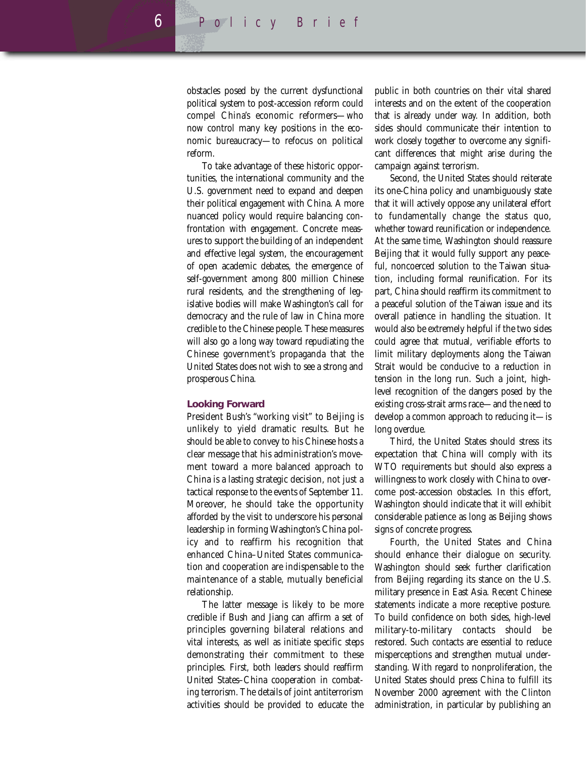obstacles posed by the current dysfunctional political system to post-accession reform could compel China's economic reformers—who now control many key positions in the economic bureaucracy—to refocus on political reform.

To take advantage of these historic opportunities, the international community and the U.S. government need to expand and deepen their political engagement with China. A more nuanced policy would require balancing confrontation with engagement. Concrete measures to support the building of an independent and effective legal system, the encouragement of open academic debates, the emergence of self-government among 800 million Chinese rural residents, and the strengthening of legislative bodies will make Washington's call for democracy and the rule of law in China more credible to the Chinese people. These measures will also go a long way toward repudiating the Chinese government's propaganda that the United States does not wish to see a strong and prosperous China.

### Looking Forward

President Bush's "working visit" to Beijing is unlikely to yield dramatic results. But he should be able to convey to his Chinese hosts a clear message that his administration's movement toward a more balanced approach to China is a lasting strategic decision, not just a tactical response to the events of September 11. Moreover, he should take the opportunity afforded by the visit to underscore his personal leadership in forming Washington's China policy and to reaffirm his recognition that enhanced China–United States communication and cooperation are indispensable to the maintenance of a stable, mutually beneficial relationship.

The latter message is likely to be more credible if Bush and Jiang can affirm a set of principles governing bilateral relations and vital interests, as well as initiate specific steps demonstrating their commitment to these principles. First, both leaders should reaffirm United States–China cooperation in combating terrorism. The details of joint antiterrorism activities should be provided to educate the public in both countries on their vital shared interests and on the extent of the cooperation that is already under way. In addition, both sides should communicate their intention to work closely together to overcome any significant differences that might arise during the campaign against terrorism.

Second, the United States should reiterate its one-China policy and unambiguously state that it will actively oppose any unilateral effort to fundamentally change the status quo, whether toward reunification or independence. At the same time, Washington should reassure Beijing that it would fully support any peaceful, noncoerced solution to the Taiwan situation, including formal reunification. For its part, China should reaffirm its commitment to a peaceful solution of the Taiwan issue and its overall patience in handling the situation. It would also be extremely helpful if the two sides could agree that mutual, verifiable efforts to limit military deployments along the Taiwan Strait would be conducive to a reduction in tension in the long run. Such a joint, high-level recognition of the dangers posed by the existing cross-strait arms race—and the need to develop a common approach to reducing it—is long overdue.

Third, the United States should stress its expectation that China will comply with its WTO requirements but should also express a willingness to work closely with China to overcome post-accession obstacles. In this effort, Washington should indicate that it will exhibit considerable patience as long as Beijing shows signs of concrete progress.

Fourth, the United States and China should enhance their dialogue on security. Washington should seek further clarification from Beijing regarding its stance on the U.S. military presence in East Asia. Recent Chinese statements indicate a more receptive posture. To build confidence on both sides, high-level military-to-military contacts should be restored. Such contacts are essential to reduce misperceptions and strengthen mutual understanding. With regard to nonproliferation, the United States should press China to fulfill its November 2000 agreement with the Clinton administration, in particular by publishing an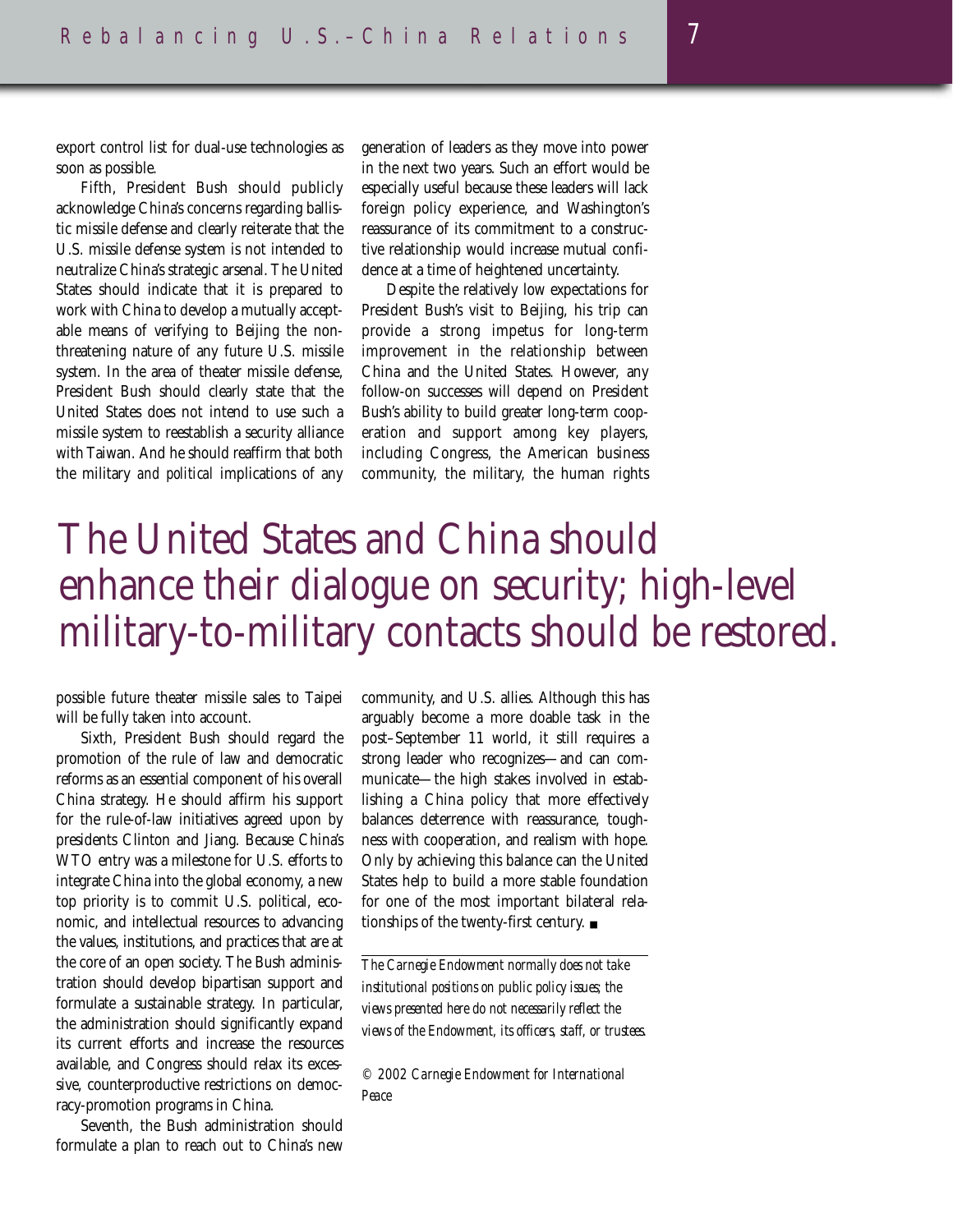export control list for dual-use technologies as soon as possible.

Fifth, President Bush should publicly acknowledge China's concerns regarding ballistic missile defense and clearly reiterate that the U.S. missile defense system is not intended to neutralize China's strategic arsenal. The United States should indicate that it is prepared to work with China to develop a mutually acceptable means of verifying to Beijing the nonthreatening nature of any future U.S. missile system. In the area of theater missile defense, President Bush should clearly state that the United States does not intend to use such a missile system to reestablish a security alliance with Taiwan. And he should reaffirm that both the military *and political* implications of any possible future theater missile sales to Taipei will be fully taken into account.

Sixth, President Bush should regard the promotion of the rule of law and democratic reforms as an essential component of his overall China strategy. He should affirm his support for the rule-of-law initiatives agreed upon by presidents Clinton and Jiang. Because China's WTO entry was a milestone for U.S. efforts to integrate China into the global economy, a new top priority is to commit U.S. political, economic, and intellectual resources to advancing the values, institutions, and practices that are at the core of an open society. The Bush administration should develop bipartisan support and formulate a sustainable strategy. In particular, the administration should significantly expand its current efforts and increase the resources available, and Congress should relax its excessive, counterproductive restrictions on democracy-promotion programs in China.

Seventh, the Bush administration should formulate a plan to reach out to China's new generation of leaders as they move into power in the next two years. Such an effort would be especially useful because these leaders will lack foreign policy experience, and Washington's reassurance of its commitment to a constructive relationship would increase mutual confidence at a time of heightened uncertainty.

Despite the relatively low expectations for President Bush's visit to Beijing, his trip can provide a strong impetus for long-term improvement in the relationship between China and the United States. However, any follow-on successes will depend on President Bush's ability to build greater long-term cooperation and support among key players, including Congress, the American business community, the military, the human rights community, and U.S. allies. Although this has arguably become a more doable task in the post–September 11 world, it still requires a strong leader who recognizes—and can communicate—the high stakes involved in establishing a China policy that more effectively balances deterrence with reassurance, toughness with cooperation, and realism with hope. Only by achieving this balance can the United States help to build a more stable foundation for one of the most important bilateral relationships of the twenty-first century. ■

> The United States and China should enhance their dialogue on security; high-level military-to-military contacts should be restored.

---

*The Carnegie Endowment normally does not take institutional positions on public policy issues; the views presented here do not necessarily reflect the views of the Endowment, its officers, staff, or trustees.*

*© 2002 Carnegie Endowment for International Peace*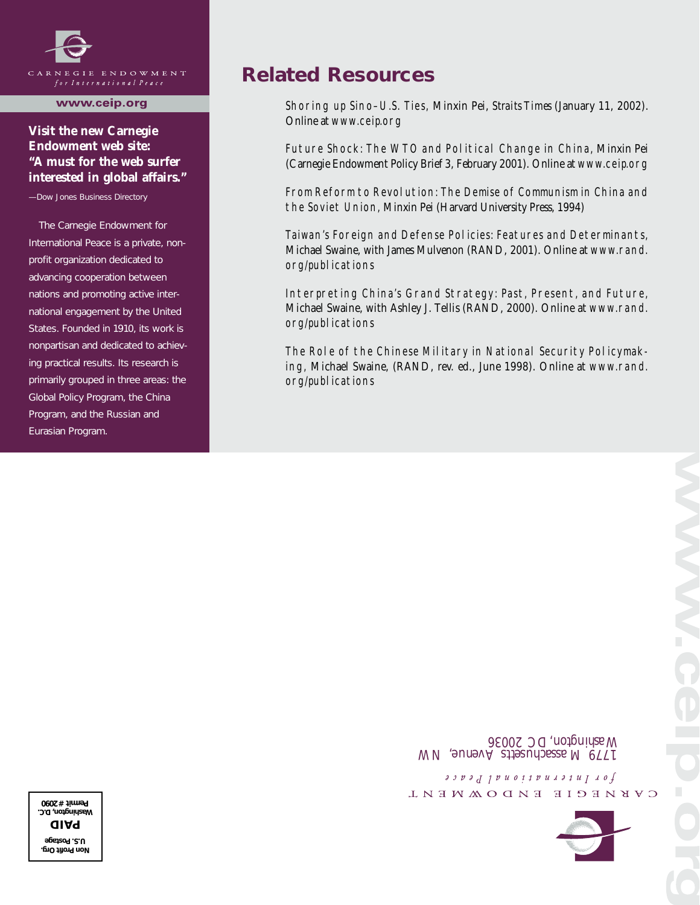CARNEGIE ENDOWMENT
*for International Peace*

**www.ceip.org**

**Visit the new Carnegie Endowment web site: "A must for the web surfer interested in global affairs."**

—Dow Jones Business Directory

The Carnegie Endowment for International Peace is a private, non-profit organization dedicated to advancing cooperation between nations and promoting active international engagement by the United States. Founded in 1910, its work is nonpartisan and dedicated to achieving practical results. Its research is primarily grouped in three areas: the Global Policy Program, the China Program, and the Russian and Eurasian Program.

## Related Resources

*Shoring up Sino–U.S. Ties*, Minxin Pei, Straits Times (January 11, 2002). Online at www.ceip.org

*Future Shock: The WTO and Political Change in China*, Minxin Pei (Carnegie Endowment Policy Brief 3, February 2001). Online at www.ceip.org

*From Reform to Revolution: The Demise of Communism in China and the Soviet Union*, Minxin Pei (Harvard University Press, 1994)

*Taiwan's Foreign and Defense Policies: Features and Determinants*, Michael Swaine, with James Mulvenon (RAND, 2001). Online at www.rand.org/publications

*Interpreting China's Grand Strategy: Past, Present, and Future*, Michael Swaine, with Ashley J. Tellis (RAND, 2000). Online at www.rand.org/publications

*The Role of the Chinese Military in National Security Policymaking*, Michael Swaine, (RAND, rev. ed., June 1998). Online at www.rand.org/publications

CARNEGIE ENDOWMENT
*for International Peace*
1779 Massachusetts Avenue, NW
Washington, DC 20036

Non Profit Org.
U.S. Postage
**PAID**
Washington, D.C.
Permit # 2090

www.ceip.org